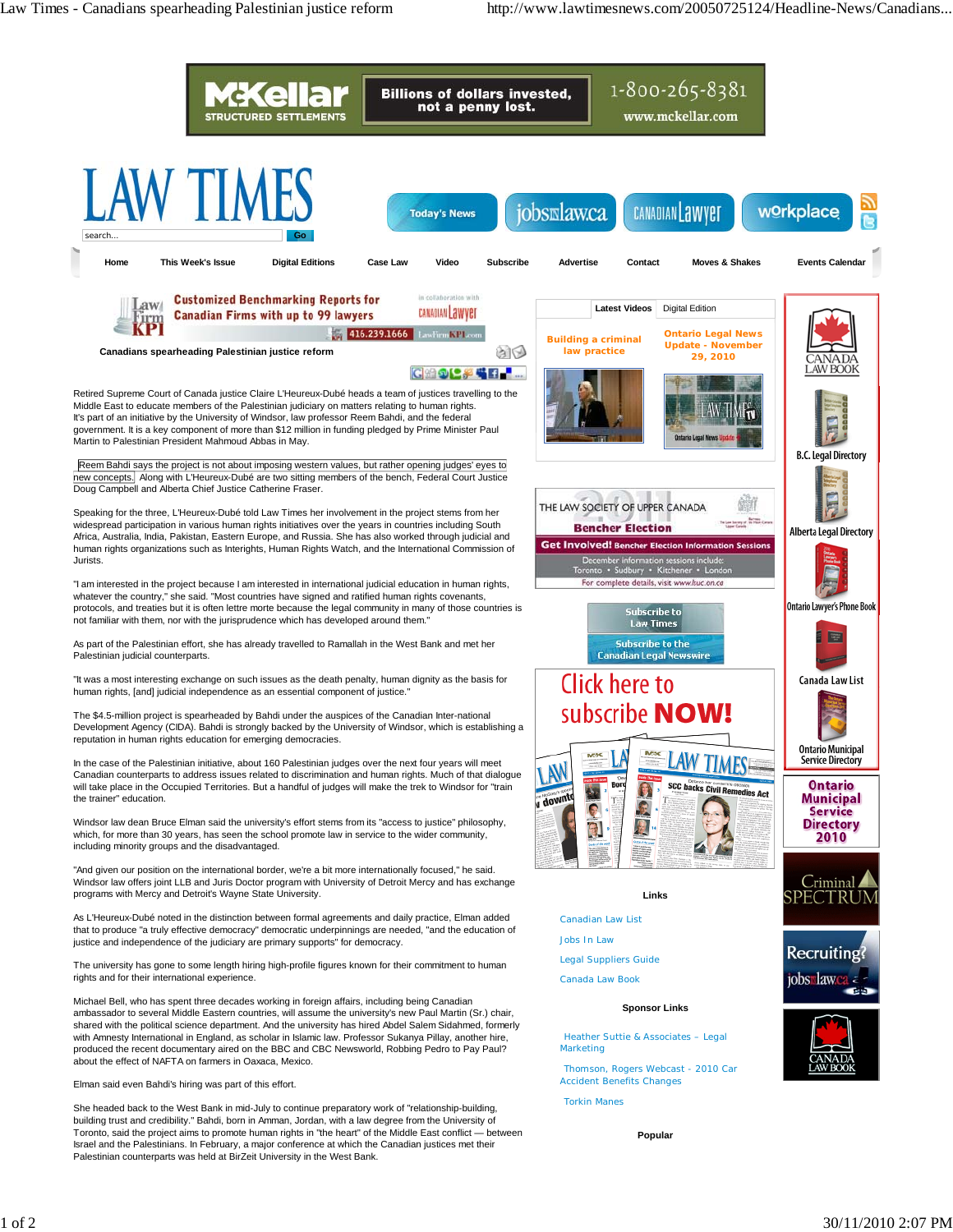# Canadians spearheading Palestinian justice reform

Retired Supreme Court of Canada justice Claire L'Heureux-Dubé heads a team of justices travelling to the Middle East to educate members of the Palestinian judiciary on matters relating to human rights. It's part of an initiative by the University of Windsor, law professor Reem Bahdi, and the federal government. It is a key component of more than $12 million in funding pledged by Prime Minister Paul Martin to Palestinian President Mahmoud Abbas in May.

Reem Bahdi says the project is not about imposing western values, but rather opening judges' eyes to new concepts. Along with L'Heureux-Dubé are two sitting members of the bench, Federal Court Justice Doug Campbell and Alberta Chief Justice Catherine Fraser.

Speaking for the three, L'Heureux-Dubé told Law Times her involvement in the project stems from her widespread participation in various human rights initiatives over the years in countries including South Africa, Australia, India, Pakistan, Eastern Europe, and Russia. She has also worked through judicial and human rights organizations such as Interights, Human Rights Watch, and the International Commission of Jurists.

"I am interested in the project because I am interested in international judicial education in human rights, whatever the country," she said. "Most countries have signed and ratified human rights covenants, protocols, and treaties but it is often lettre morte because the legal community in many of those countries is not familiar with them, nor with the jurisprudence which has developed around them."

As part of the Palestinian effort, she has already travelled to Ramallah in the West Bank and met her Palestinian judicial counterparts.

"It was a most interesting exchange on such issues as the death penalty, human dignity as the basis for human rights, [and] judicial independence as an essential component of justice."

The $4.5-million project is spearheaded by Bahdi under the auspices of the Canadian Inter-national Development Agency (CIDA). Bahdi is strongly backed by the University of Windsor, which is establishing a reputation in human rights education for emerging democracies.

In the case of the Palestinian initiative, about 160 Palestinian judges over the next four years will meet Canadian counterparts to address issues related to discrimination and human rights. Much of that dialogue will take place in the Occupied Territories. But a handful of judges will make the trek to Windsor for "train the trainer" education.

Windsor law dean Bruce Elman said the university's effort stems from its "access to justice" philosophy, which, for more than 30 years, has seen the school promote law in service to the wider community, including minority groups and the disadvantaged.

"And given our position on the international border, we're a bit more internationally focused," he said. Windsor law offers joint LLB and Juris Doctor program with University of Detroit Mercy and has exchange programs with Mercy and Detroit's Wayne State University.

As L'Heureux-Dubé noted in the distinction between formal agreements and daily practice, Elman added that to produce "a truly effective democracy" democratic underpinnings are needed, "and the education of justice and independence of the judiciary are primary supports" for democracy.

The university has gone to some length hiring high-profile figures known for their commitment to human rights and for their international experience.

Michael Bell, who has spent three decades working in foreign affairs, including being Canadian ambassador to several Middle Eastern countries, will assume the university's new Paul Martin (Sr.) chair, shared with the political science department. And the university has hired Abdel Salem Sidahmed, formerly with Amnesty International in England, as scholar in Islamic law. Professor Sukanya Pillay, another hire, produced the recent documentary aired on the BBC and CBC Newsworld, Robbing Pedro to Pay Paul? about the effect of NAFTA on farmers in Oaxaca, Mexico.

Elman said even Bahdi's hiring was part of this effort.

She headed back to the West Bank in mid-July to continue preparatory work of "relationship-building, building trust and credibility." Bahdi, born in Amman, Jordan, with a law degree from the University of Toronto, said the project aims to promote human rights in "the heart" of the Middle East conflict — between Israel and the Palestinians. In February, a major conference at which the Canadian justices met their Palestinian counterparts was held at BirZeit University in the West Bank.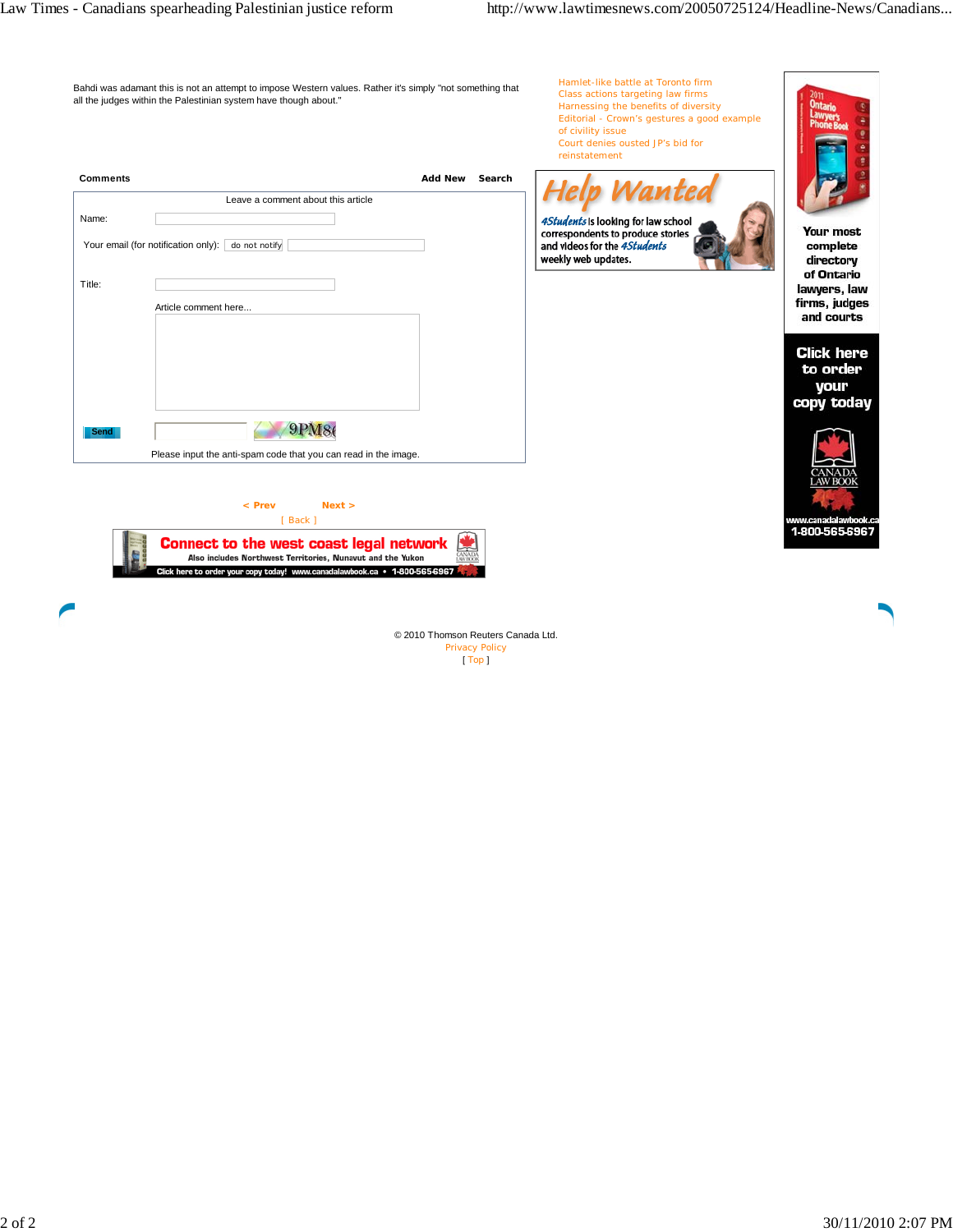Bahdi was adamant this is not an attempt to impose Western values. Rather it's simply "not something that all the judges within the Palestinian system have though about."

Hamlet-like battle at Toronto firm
Class actions targeting law firms
Harnessing the benefits of diversity
Editorial - Crown's gestures a good example of civility issue
Court denies ousted JP's bid for reinstatement

**Comments** **Add New** **Search**

Leave a comment about this article

Name:

Your email (for notification only): do not notify

Title:

Article comment here...

Send

Please input the anti-spam code that you can read in the image.

< Prev Next >

[ Back ]

© 2010 Thomson Reuters Canada Ltd.

Privacy Policy

[ Top ]